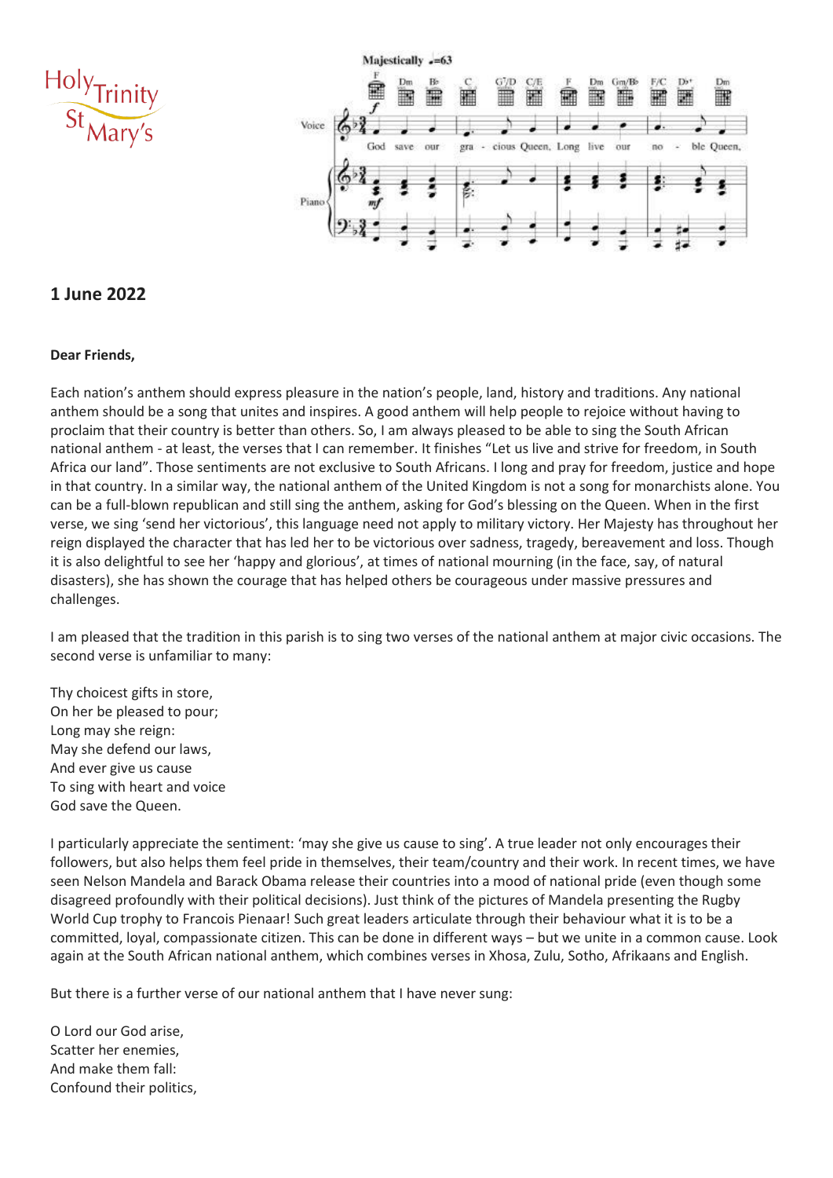Holy Trinity St Mary's

**1 June 2022**

**Dear Friends,**

Each nation's anthem should express pleasure in the nation's people, land, history and traditions. Any national anthem should be a song that unites and inspires. A good anthem will help people to rejoice without having to proclaim that their country is better than others. So, I am always pleased to be able to sing the South African national anthem - at least, the verses that I can remember. It finishes "Let us live and strive for freedom, in South Africa our land". Those sentiments are not exclusive to South Africans. I long and pray for freedom, justice and hope in that country. In a similar way, the national anthem of the United Kingdom is not a song for monarchists alone. You can be a full-blown republican and still sing the anthem, asking for God's blessing on the Queen. When in the first verse, we sing 'send her victorious', this language need not apply to military victory. Her Majesty has throughout her reign displayed the character that has led her to be victorious over sadness, tragedy, bereavement and loss. Though it is also delightful to see her 'happy and glorious', at times of national mourning (in the face, say, of natural disasters), she has shown the courage that has helped others be courageous under massive pressures and challenges.

I am pleased that the tradition in this parish is to sing two verses of the national anthem at major civic occasions. The second verse is unfamiliar to many:

Thy choicest gifts in store,  
On her be pleased to pour;  
Long may she reign:  
May she defend our laws,  
And ever give us cause  
To sing with heart and voice  
God save the Queen.

I particularly appreciate the sentiment: 'may she give us cause to sing'. A true leader not only encourages their followers, but also helps them feel pride in themselves, their team/country and their work. In recent times, we have seen Nelson Mandela and Barack Obama release their countries into a mood of national pride (even though some disagreed profoundly with their political decisions). Just think of the pictures of Mandela presenting the Rugby World Cup trophy to Francois Pienaar! Such great leaders articulate through their behaviour what it is to be a committed, loyal, compassionate citizen. This can be done in different ways – but we unite in a common cause. Look again at the South African national anthem, which combines verses in Xhosa, Zulu, Sotho, Afrikaans and English.

But there is a further verse of our national anthem that I have never sung:

O Lord our God arise,  
Scatter her enemies,  
And make them fall:  
Confound their politics,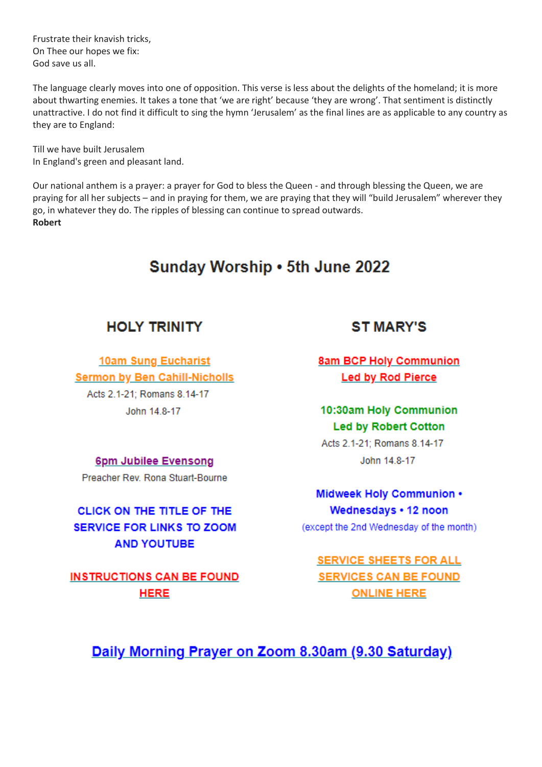Frustrate their knavish tricks,
On Thee our hopes we fix:
God save us all.

The language clearly moves into one of opposition. This verse is less about the delights of the homeland; it is more about thwarting enemies. It takes a tone that 'we are right' because 'they are wrong'. That sentiment is distinctly unattractive. I do not find it difficult to sing the hymn 'Jerusalem' as the final lines are as applicable to any country as they are to England:

Till we have built Jerusalem
In England's green and pleasant land.

Our national anthem is a prayer: a prayer for God to bless the Queen - and through blessing the Queen, we are praying for all her subjects – and in praying for them, we are praying that they will "build Jerusalem" wherever they go, in whatever they do. The ripples of blessing can continue to spread outwards.
**Robert**

# Sunday Worship • 5th June 2022

## HOLY TRINITY

**10am Sung Eucharist**
**Sermon by Ben Cahill-Nicholls**
Acts 2.1-21; Romans 8.14-17
John 14.8-17

**6pm Jubilee Evensong**
Preacher Rev. Rona Stuart-Bourne

**CLICK ON THE TITLE OF THE SERVICE FOR LINKS TO ZOOM AND YOUTUBE**

**INSTRUCTIONS CAN BE FOUND HERE**

## ST MARY'S

**8am BCP Holy Communion**
**Led by Rod Pierce**

**10:30am Holy Communion**
**Led by Robert Cotton**
Acts 2.1-21; Romans 8.14-17
John 14.8-17

**Midweek Holy Communion • Wednesdays • 12 noon**
(except the 2nd Wednesday of the month)

**SERVICE SHEETS FOR ALL SERVICES CAN BE FOUND ONLINE HERE**

## Daily Morning Prayer on Zoom 8.30am (9.30 Saturday)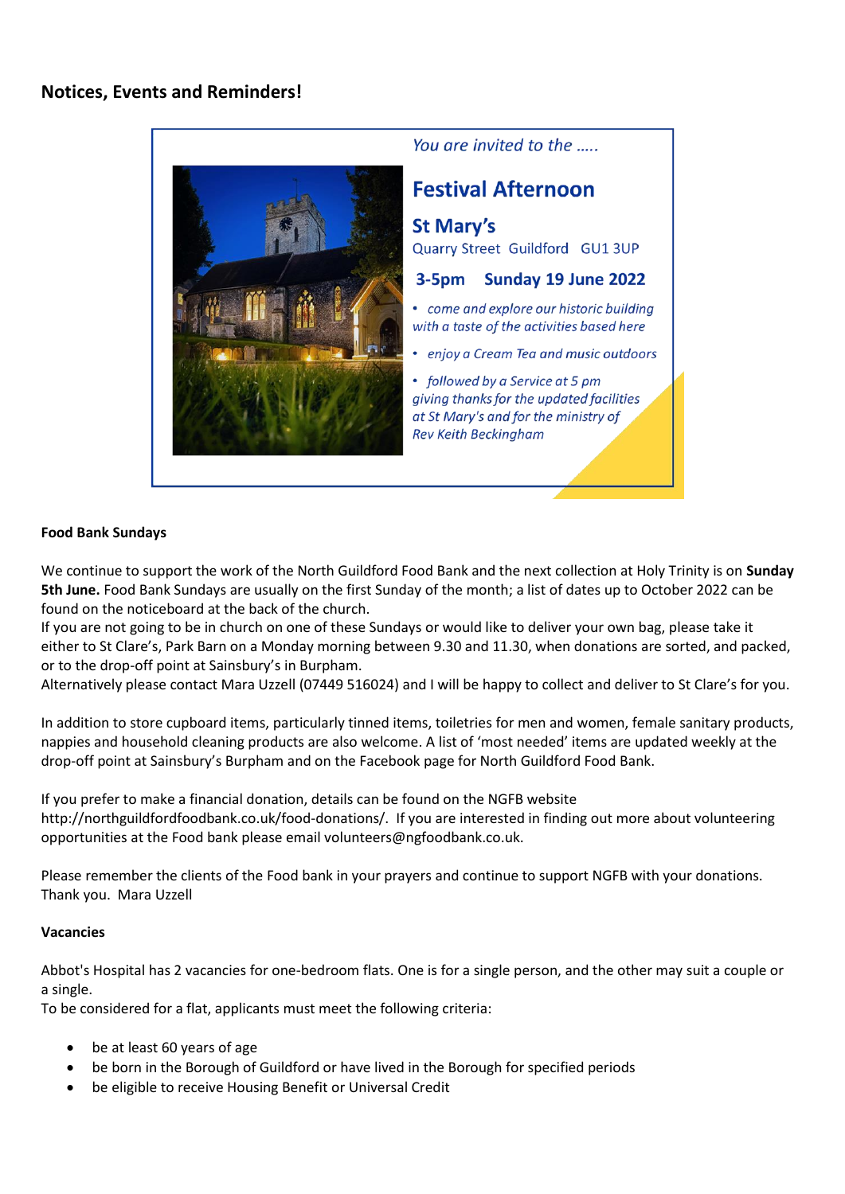## Notices, Events and Reminders!

*You are invited to the …..*

### Festival Afternoon

### St Mary's

Quarry Street Guildford GU1 3UP

**3-5pm Sunday 19 June 2022**

- *come and explore our historic building with a taste of the activities based here*
- *enjoy a Cream Tea and music outdoors*
- *followed by a Service at 5 pm giving thanks for the updated facilities at St Mary's and for the ministry of Rev Keith Beckingham*

**Food Bank Sundays**

We continue to support the work of the North Guildford Food Bank and the next collection at Holy Trinity is on **Sunday 5th June.** Food Bank Sundays are usually on the first Sunday of the month; a list of dates up to October 2022 can be found on the noticeboard at the back of the church.
If you are not going to be in church on one of these Sundays or would like to deliver your own bag, please take it either to St Clare's, Park Barn on a Monday morning between 9.30 and 11.30, when donations are sorted, and packed, or to the drop-off point at Sainsbury's in Burpham.
Alternatively please contact Mara Uzzell (07449 516024) and I will be happy to collect and deliver to St Clare's for you.

In addition to store cupboard items, particularly tinned items, toiletries for men and women, female sanitary products, nappies and household cleaning products are also welcome. A list of 'most needed' items are updated weekly at the drop-off point at Sainsbury's Burpham and on the Facebook page for North Guildford Food Bank.

If you prefer to make a financial donation, details can be found on the NGFB website http://northguildfordfoodbank.co.uk/food-donations/. If you are interested in finding out more about volunteering opportunities at the Food bank please email volunteers@ngfoodbank.co.uk.

Please remember the clients of the Food bank in your prayers and continue to support NGFB with your donations.
Thank you. Mara Uzzell

**Vacancies**

Abbot's Hospital has 2 vacancies for one-bedroom flats. One is for a single person, and the other may suit a couple or a single.
To be considered for a flat, applicants must meet the following criteria:

- be at least 60 years of age
- be born in the Borough of Guildford or have lived in the Borough for specified periods
- be eligible to receive Housing Benefit or Universal Credit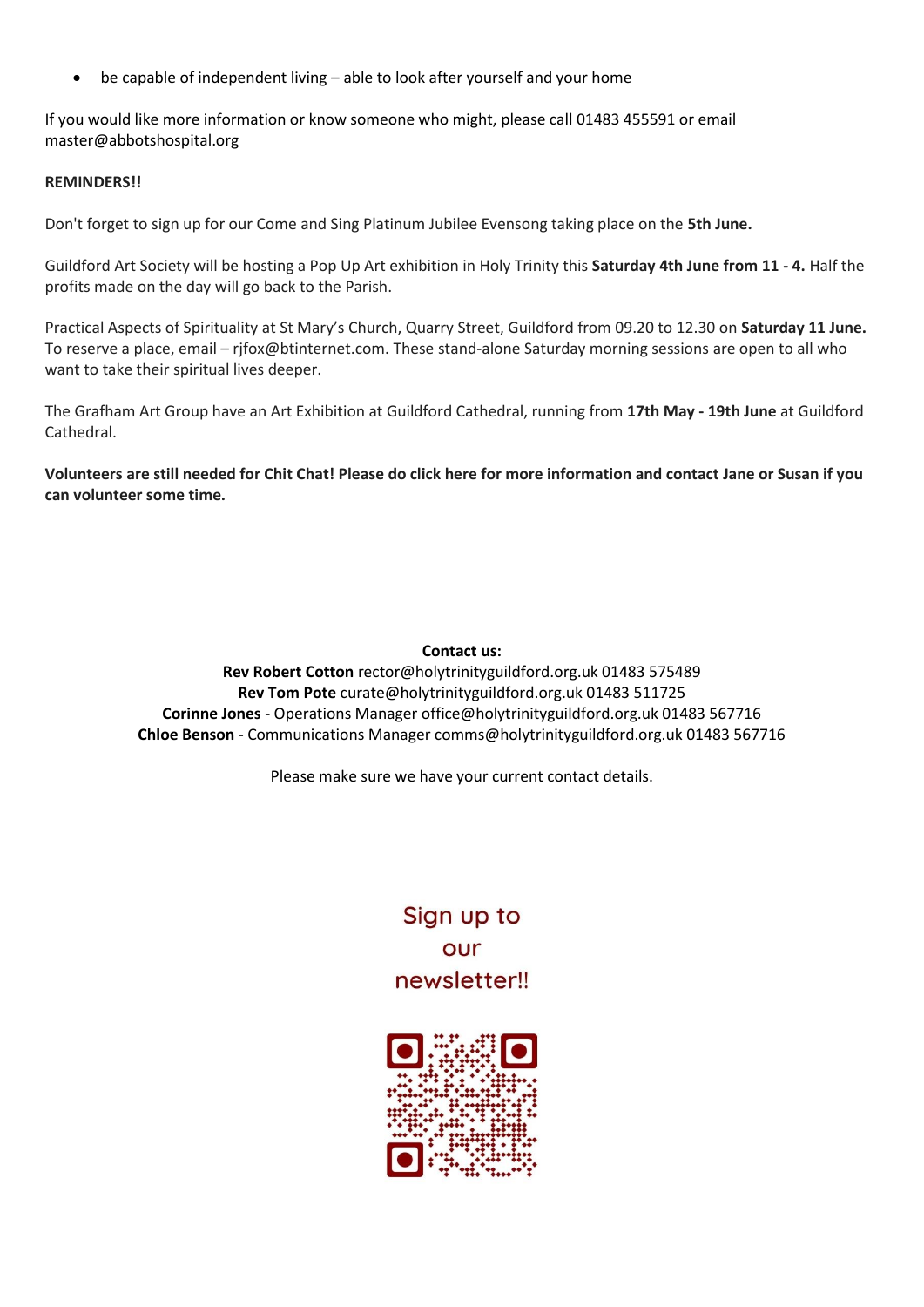- be capable of independent living – able to look after yourself and your home

If you would like more information or know someone who might, please call 01483 455591 or email master@abbotshospital.org

**REMINDERS!!**

Don't forget to sign up for our Come and Sing Platinum Jubilee Evensong taking place on the **5th June.**

Guildford Art Society will be hosting a Pop Up Art exhibition in Holy Trinity this **Saturday 4th June from 11 - 4.** Half the profits made on the day will go back to the Parish.

Practical Aspects of Spirituality at St Mary's Church, Quarry Street, Guildford from 09.20 to 12.30 on **Saturday 11 June.** To reserve a place, email – rjfox@btinternet.com. These stand-alone Saturday morning sessions are open to all who want to take their spiritual lives deeper.

The Grafham Art Group have an Art Exhibition at Guildford Cathedral, running from **17th May - 19th June** at Guildford Cathedral.

**Volunteers are still needed for Chit Chat! Please do click here for more information and contact Jane or Susan if you can volunteer some time.**

**Contact us:**
**Rev Robert Cotton** rector@holytrinityguildford.org.uk 01483 575489
**Rev Tom Pote** curate@holytrinityguildford.org.uk 01483 511725
**Corinne Jones** - Operations Manager office@holytrinityguildford.org.uk 01483 567716
**Chloe Benson** - Communications Manager comms@holytrinityguildford.org.uk 01483 567716

Please make sure we have your current contact details.

Sign up to our newsletter!!